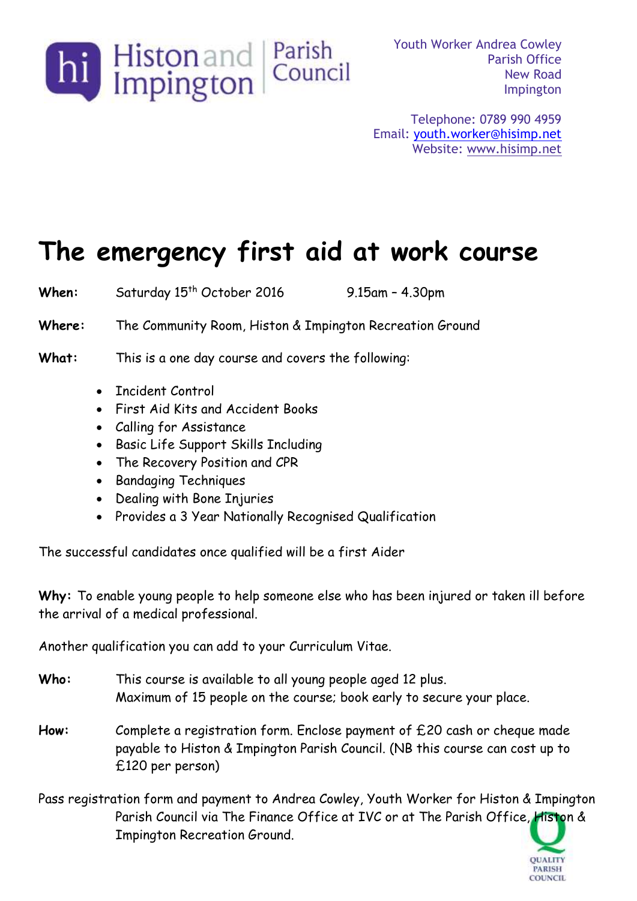Histon and Impington | Parish Council

Youth Worker Andrea Cowley
Parish Office
New Road
Impington

Telephone: 0789 990 4959
Email: youth.worker@hisimp.net
Website: www.hisimp.net

# The emergency first aid at work course

**When:** Saturday 15th October 2016 9.15am – 4.30pm

**Where:** The Community Room, Histon & Impington Recreation Ground

**What:** This is a one day course and covers the following:

- Incident Control
- First Aid Kits and Accident Books
- Calling for Assistance
- Basic Life Support Skills Including
- The Recovery Position and CPR
- Bandaging Techniques
- Dealing with Bone Injuries
- Provides a 3 Year Nationally Recognised Qualification

The successful candidates once qualified will be a first Aider

**Why:** To enable young people to help someone else who has been injured or taken ill before the arrival of a medical professional.

Another qualification you can add to your Curriculum Vitae.

**Who:** This course is available to all young people aged 12 plus.
Maximum of 15 people on the course; book early to secure your place.

**How:** Complete a registration form. Enclose payment of £20 cash or cheque made payable to Histon & Impington Parish Council. (NB this course can cost up to £120 per person)

Pass registration form and payment to Andrea Cowley, Youth Worker for Histon & Impington Parish Council via The Finance Office at IVC or at The Parish Office, Histon & Impington Recreation Ground.

QUALITY PARISH COUNCIL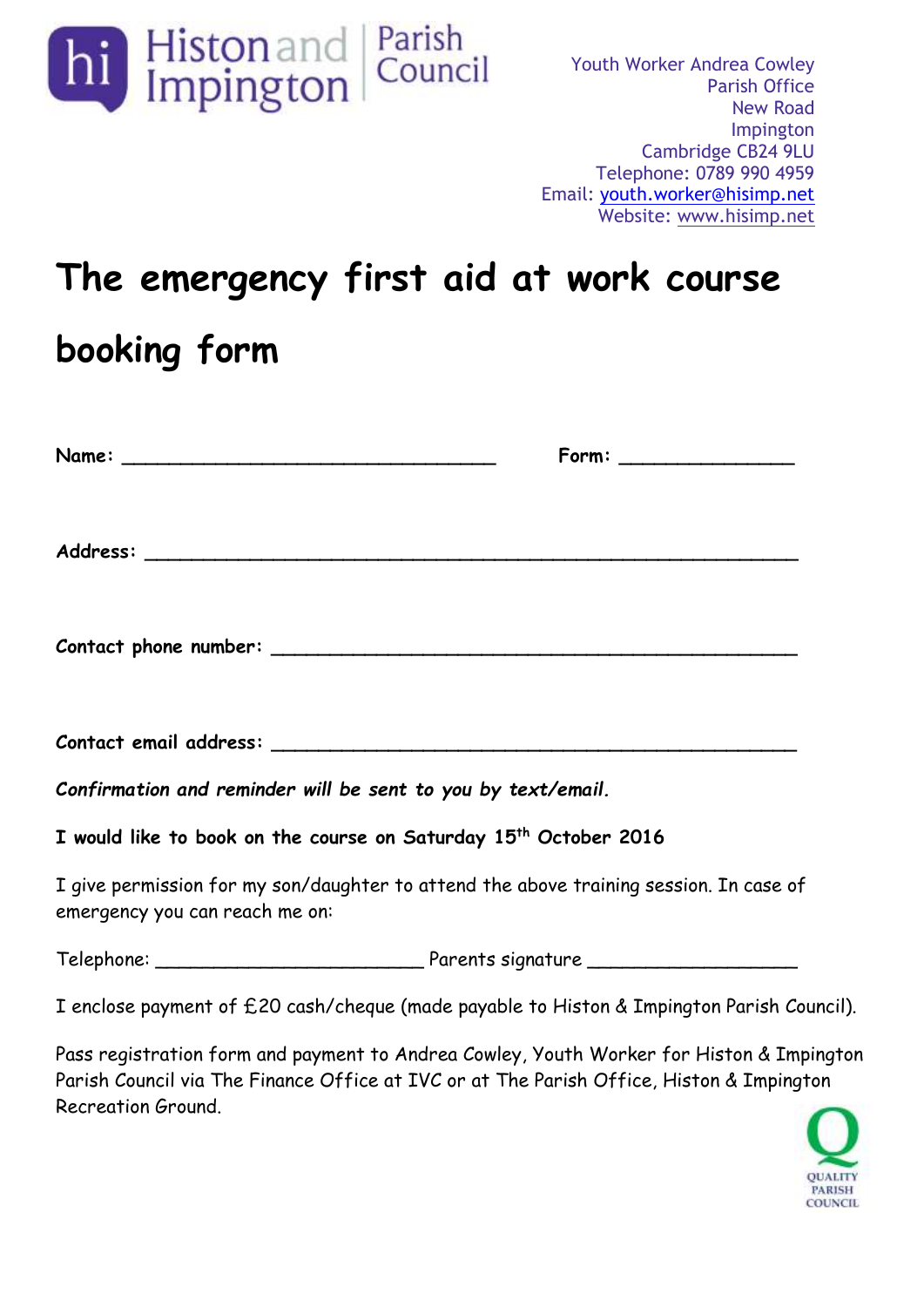Histon and Impington Parish Council

Youth Worker Andrea Cowley
Parish Office
New Road
Impington
Cambridge CB24 9LU
Telephone: 0789 990 4959
Email: youth.worker@hisimp.net
Website: www.hisimp.net

# The emergency first aid at work course booking form

**Name:** ________________________________ **Form:** _______________

**Address:** ________________________________________________________

**Contact phone number:** ____________________________________________

**Contact email address:** ____________________________________________

***Confirmation and reminder will be sent to you by text/email.***

**I would like to book on the course on Saturday 15th October 2016**

I give permission for my son/daughter to attend the above training session. In case of emergency you can reach me on:

Telephone: _______________________ Parents signature __________________

I enclose payment of £20 cash/cheque (made payable to Histon & Impington Parish Council).

Pass registration form and payment to Andrea Cowley, Youth Worker for Histon & Impington Parish Council via The Finance Office at IVC or at The Parish Office, Histon & Impington Recreation Ground.

QUALITY PARISH COUNCIL